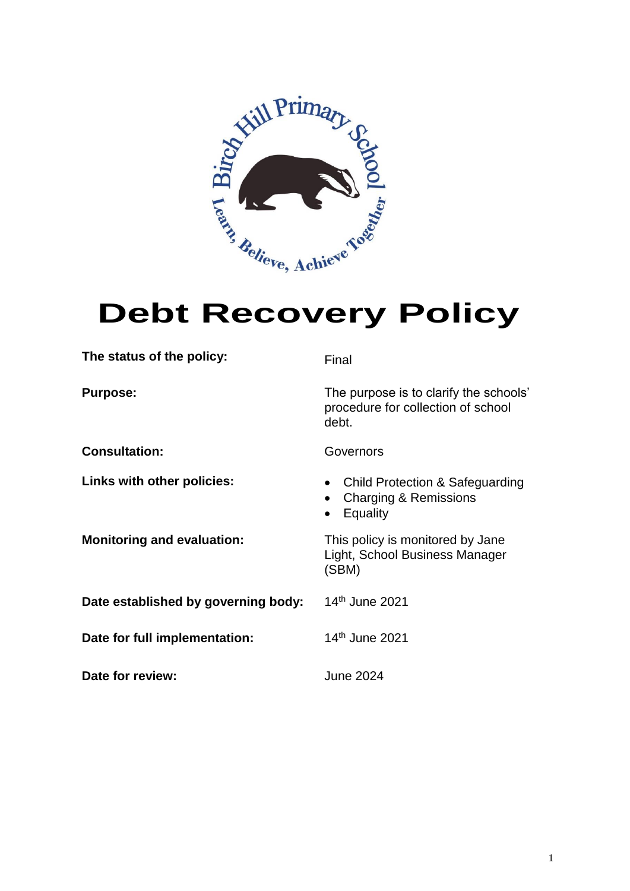# Debt Recovery Policy

| | |
|---|---|
| **The status of the policy:** | Final |
| **Purpose:** | The purpose is to clarify the schools' procedure for collection of school debt. |
| **Consultation:** | Governors |
| **Links with other policies:** | • Child Protection & Safeguarding<br>• Charging & Remissions<br>• Equality |
| **Monitoring and evaluation:** | This policy is monitored by Jane Light, School Business Manager (SBM) |
| **Date established by governing body:** | 14th June 2021 |
| **Date for full implementation:** | 14th June 2021 |
| **Date for review:** | June 2024 |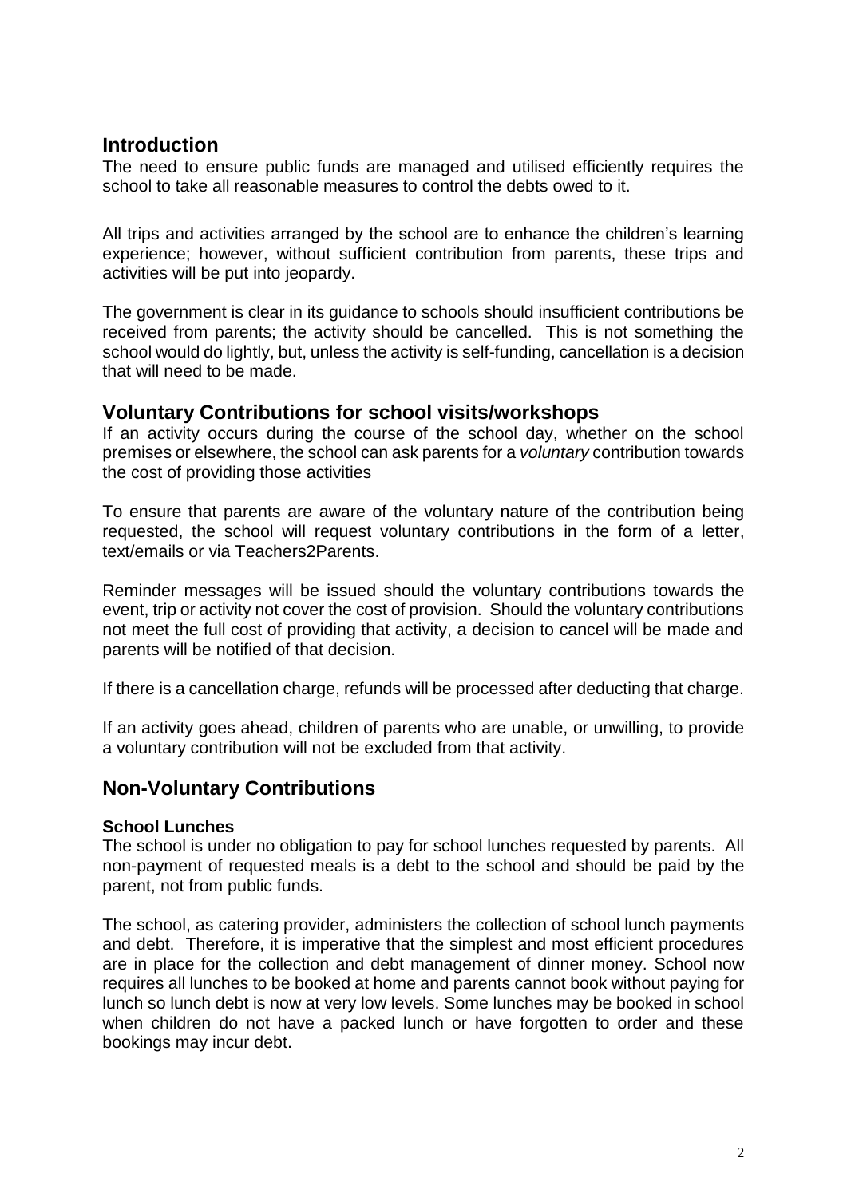## Introduction

The need to ensure public funds are managed and utilised efficiently requires the school to take all reasonable measures to control the debts owed to it.

All trips and activities arranged by the school are to enhance the children's learning experience; however, without sufficient contribution from parents, these trips and activities will be put into jeopardy.

The government is clear in its guidance to schools should insufficient contributions be received from parents; the activity should be cancelled. This is not something the school would do lightly, but, unless the activity is self-funding, cancellation is a decision that will need to be made.

## Voluntary Contributions for school visits/workshops

If an activity occurs during the course of the school day, whether on the school premises or elsewhere, the school can ask parents for a *voluntary* contribution towards the cost of providing those activities

To ensure that parents are aware of the voluntary nature of the contribution being requested, the school will request voluntary contributions in the form of a letter, text/emails or via Teachers2Parents.

Reminder messages will be issued should the voluntary contributions towards the event, trip or activity not cover the cost of provision. Should the voluntary contributions not meet the full cost of providing that activity, a decision to cancel will be made and parents will be notified of that decision.

If there is a cancellation charge, refunds will be processed after deducting that charge.

If an activity goes ahead, children of parents who are unable, or unwilling, to provide a voluntary contribution will not be excluded from that activity.

## Non-Voluntary Contributions

**School Lunches**

The school is under no obligation to pay for school lunches requested by parents. All non-payment of requested meals is a debt to the school and should be paid by the parent, not from public funds.

The school, as catering provider, administers the collection of school lunch payments and debt. Therefore, it is imperative that the simplest and most efficient procedures are in place for the collection and debt management of dinner money. School now requires all lunches to be booked at home and parents cannot book without paying for lunch so lunch debt is now at very low levels. Some lunches may be booked in school when children do not have a packed lunch or have forgotten to order and these bookings may incur debt.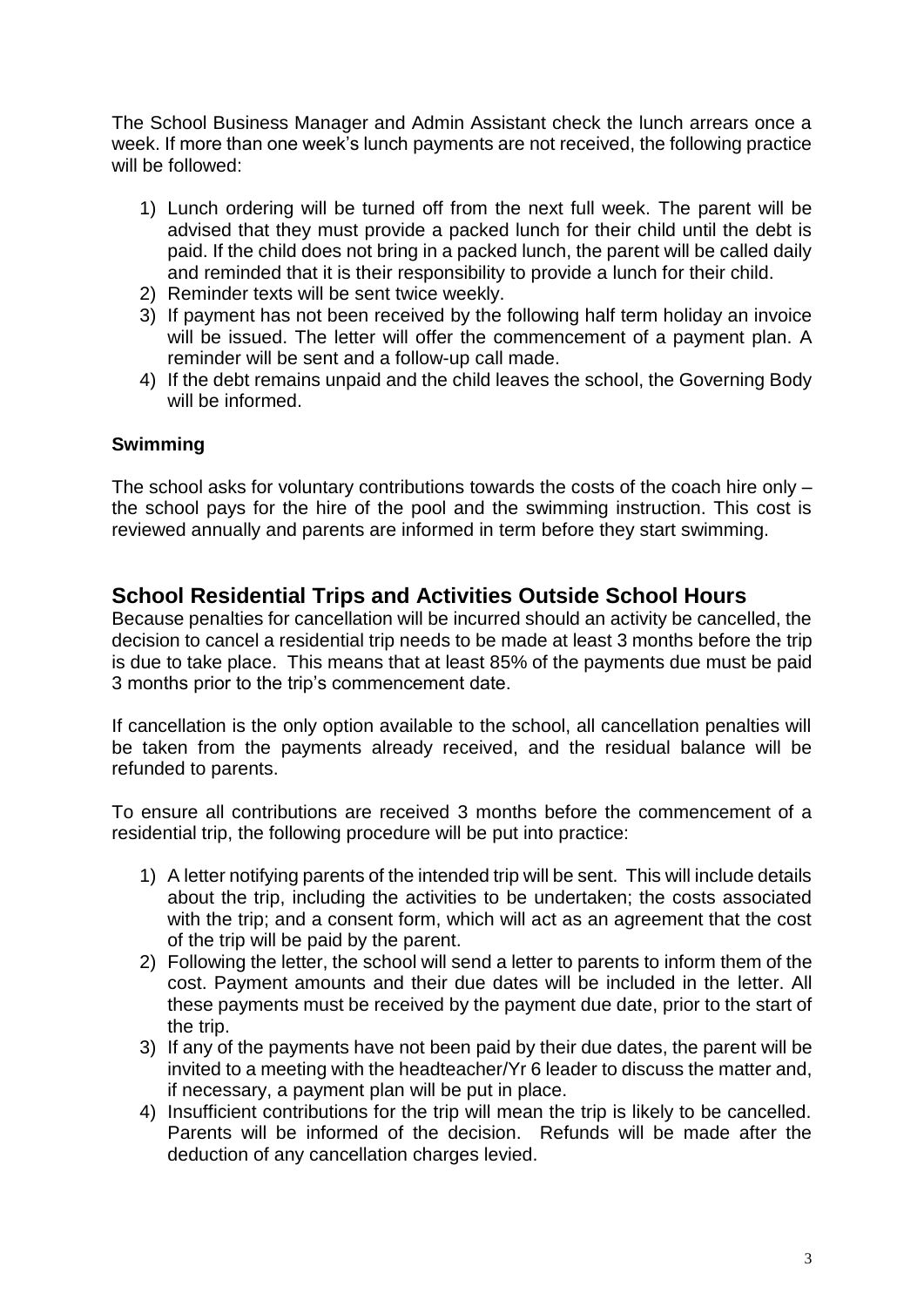The School Business Manager and Admin Assistant check the lunch arrears once a week. If more than one week's lunch payments are not received, the following practice will be followed:

1) Lunch ordering will be turned off from the next full week. The parent will be advised that they must provide a packed lunch for their child until the debt is paid. If the child does not bring in a packed lunch, the parent will be called daily and reminded that it is their responsibility to provide a lunch for their child.
2) Reminder texts will be sent twice weekly.
3) If payment has not been received by the following half term holiday an invoice will be issued. The letter will offer the commencement of a payment plan. A reminder will be sent and a follow-up call made.
4) If the debt remains unpaid and the child leaves the school, the Governing Body will be informed.

### Swimming

The school asks for voluntary contributions towards the costs of the coach hire only – the school pays for the hire of the pool and the swimming instruction. This cost is reviewed annually and parents are informed in term before they start swimming.

## School Residential Trips and Activities Outside School Hours

Because penalties for cancellation will be incurred should an activity be cancelled, the decision to cancel a residential trip needs to be made at least 3 months before the trip is due to take place. This means that at least 85% of the payments due must be paid 3 months prior to the trip's commencement date.

If cancellation is the only option available to the school, all cancellation penalties will be taken from the payments already received, and the residual balance will be refunded to parents.

To ensure all contributions are received 3 months before the commencement of a residential trip, the following procedure will be put into practice:

1) A letter notifying parents of the intended trip will be sent. This will include details about the trip, including the activities to be undertaken; the costs associated with the trip; and a consent form, which will act as an agreement that the cost of the trip will be paid by the parent.
2) Following the letter, the school will send a letter to parents to inform them of the cost. Payment amounts and their due dates will be included in the letter. All these payments must be received by the payment due date, prior to the start of the trip.
3) If any of the payments have not been paid by their due dates, the parent will be invited to a meeting with the headteacher/Yr 6 leader to discuss the matter and, if necessary, a payment plan will be put in place.
4) Insufficient contributions for the trip will mean the trip is likely to be cancelled. Parents will be informed of the decision. Refunds will be made after the deduction of any cancellation charges levied.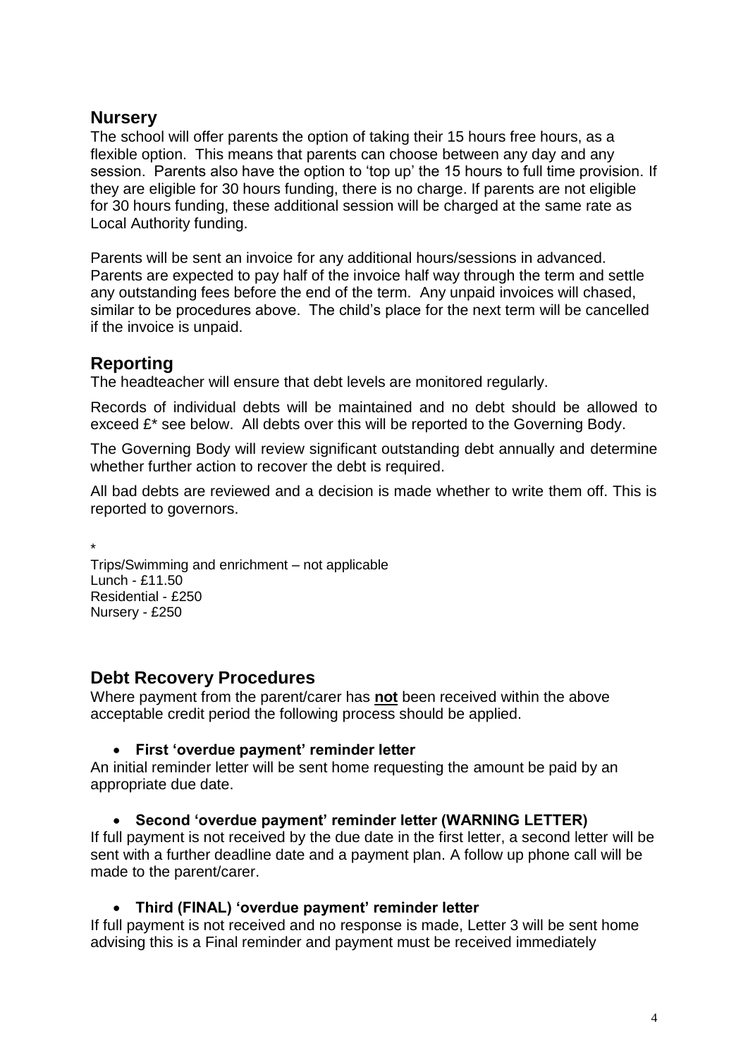## Nursery

The school will offer parents the option of taking their 15 hours free hours, as a flexible option. This means that parents can choose between any day and any session. Parents also have the option to 'top up' the 15 hours to full time provision. If they are eligible for 30 hours funding, there is no charge. If parents are not eligible for 30 hours funding, these additional session will be charged at the same rate as Local Authority funding.

Parents will be sent an invoice for any additional hours/sessions in advanced. Parents are expected to pay half of the invoice half way through the term and settle any outstanding fees before the end of the term. Any unpaid invoices will chased, similar to be procedures above. The child's place for the next term will be cancelled if the invoice is unpaid.

## Reporting

The headteacher will ensure that debt levels are monitored regularly.

Records of individual debts will be maintained and no debt should be allowed to exceed £* see below. All debts over this will be reported to the Governing Body.

The Governing Body will review significant outstanding debt annually and determine whether further action to recover the debt is required.

All bad debts are reviewed and a decision is made whether to write them off. This is reported to governors.

*
Trips/Swimming and enrichment – not applicable
Lunch - £11.50
Residential - £250
Nursery - £250

## Debt Recovery Procedures

Where payment from the parent/carer has **not** been received within the above acceptable credit period the following process should be applied.

- **First 'overdue payment' reminder letter**

An initial reminder letter will be sent home requesting the amount be paid by an appropriate due date.

- **Second 'overdue payment' reminder letter (WARNING LETTER)**

If full payment is not received by the due date in the first letter, a second letter will be sent with a further deadline date and a payment plan. A follow up phone call will be made to the parent/carer.

- **Third (FINAL) 'overdue payment' reminder letter**

If full payment is not received and no response is made, Letter 3 will be sent home advising this is a Final reminder and payment must be received immediately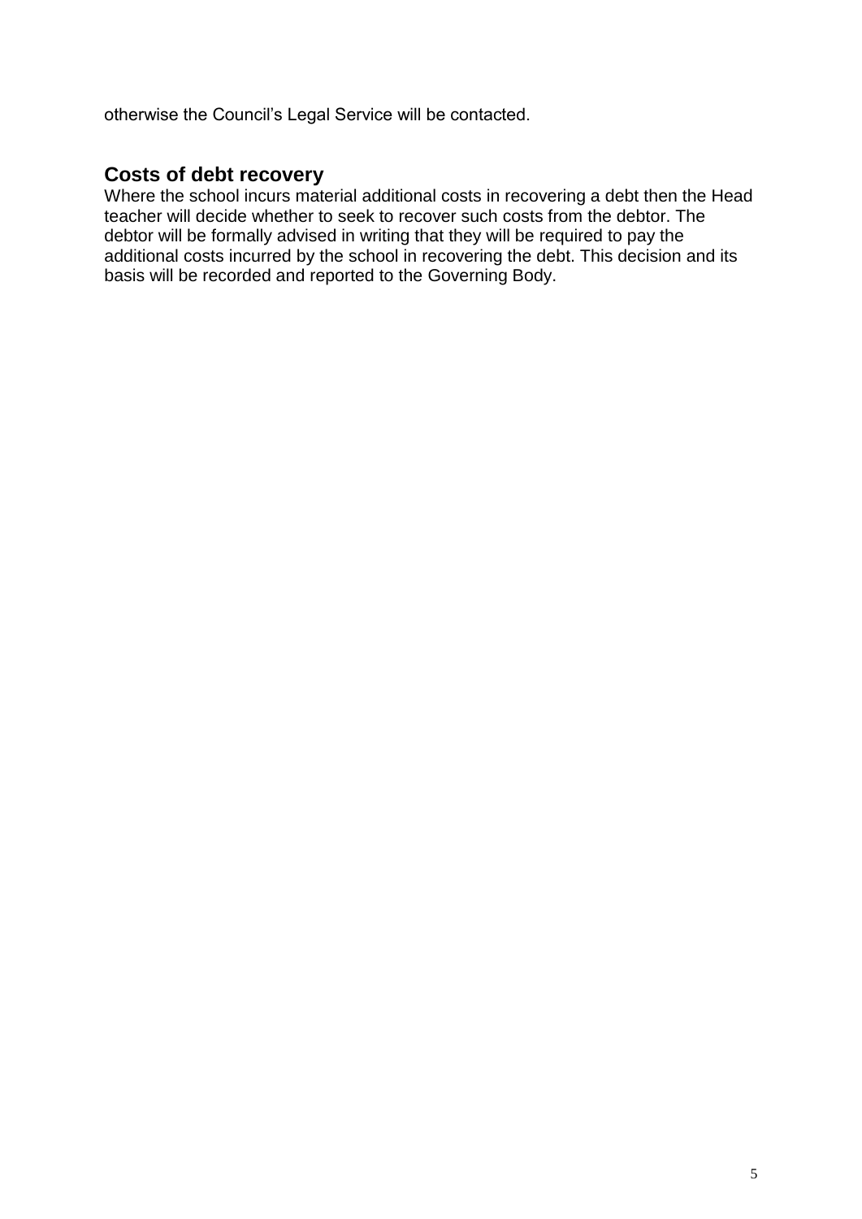otherwise the Council's Legal Service will be contacted.

## Costs of debt recovery

Where the school incurs material additional costs in recovering a debt then the Head teacher will decide whether to seek to recover such costs from the debtor. The debtor will be formally advised in writing that they will be required to pay the additional costs incurred by the school in recovering the debt. This decision and its basis will be recorded and reported to the Governing Body.